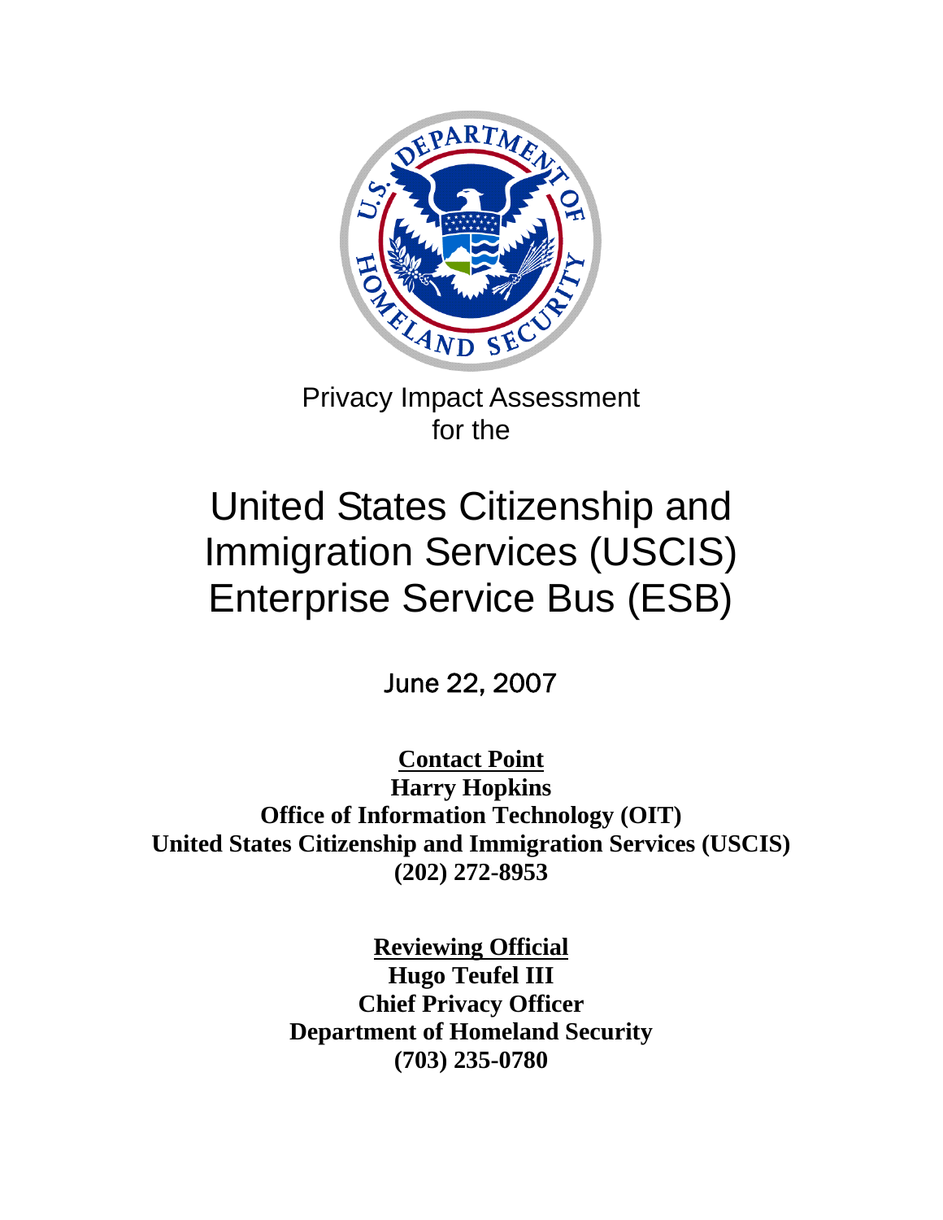Privacy Impact Assessment
for the

# United States Citizenship and Immigration Services (USCIS) Enterprise Service Bus (ESB)

June 22, 2007

**Contact Point**
**Harry Hopkins**
**Office of Information Technology (OIT)**
**United States Citizenship and Immigration Services (USCIS)**
**(202) 272-8953**

**Reviewing Official**
**Hugo Teufel III**
**Chief Privacy Officer**
**Department of Homeland Security**
**(703) 235-0780**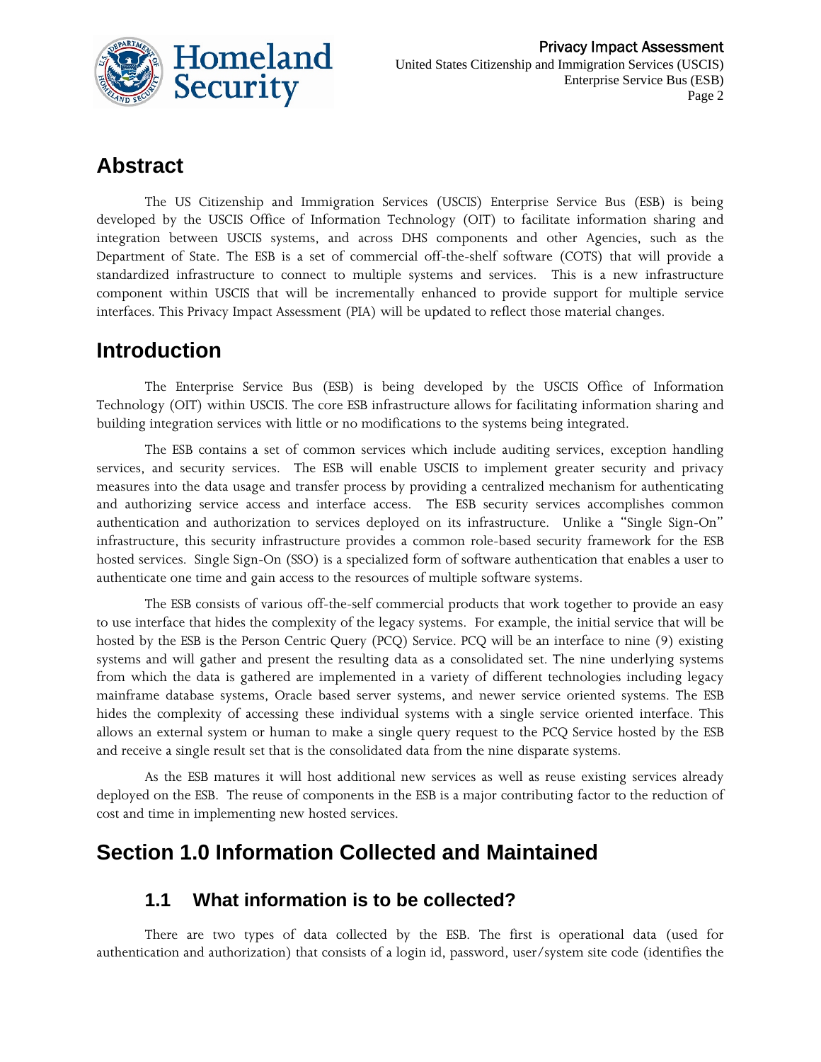## Abstract

The US Citizenship and Immigration Services (USCIS) Enterprise Service Bus (ESB) is being developed by the USCIS Office of Information Technology (OIT) to facilitate information sharing and integration between USCIS systems, and across DHS components and other Agencies, such as the Department of State. The ESB is a set of commercial off-the-shelf software (COTS) that will provide a standardized infrastructure to connect to multiple systems and services. This is a new infrastructure component within USCIS that will be incrementally enhanced to provide support for multiple service interfaces. This Privacy Impact Assessment (PIA) will be updated to reflect those material changes.

## Introduction

The Enterprise Service Bus (ESB) is being developed by the USCIS Office of Information Technology (OIT) within USCIS. The core ESB infrastructure allows for facilitating information sharing and building integration services with little or no modifications to the systems being integrated.

The ESB contains a set of common services which include auditing services, exception handling services, and security services. The ESB will enable USCIS to implement greater security and privacy measures into the data usage and transfer process by providing a centralized mechanism for authenticating and authorizing service access and interface access. The ESB security services accomplishes common authentication and authorization to services deployed on its infrastructure. Unlike a "Single Sign-On" infrastructure, this security infrastructure provides a common role-based security framework for the ESB hosted services. Single Sign-On (SSO) is a specialized form of software authentication that enables a user to authenticate one time and gain access to the resources of multiple software systems.

The ESB consists of various off-the-self commercial products that work together to provide an easy to use interface that hides the complexity of the legacy systems. For example, the initial service that will be hosted by the ESB is the Person Centric Query (PCQ) Service. PCQ will be an interface to nine (9) existing systems and will gather and present the resulting data as a consolidated set. The nine underlying systems from which the data is gathered are implemented in a variety of different technologies including legacy mainframe database systems, Oracle based server systems, and newer service oriented systems. The ESB hides the complexity of accessing these individual systems with a single service oriented interface. This allows an external system or human to make a single query request to the PCQ Service hosted by the ESB and receive a single result set that is the consolidated data from the nine disparate systems.

As the ESB matures it will host additional new services as well as reuse existing services already deployed on the ESB. The reuse of components in the ESB is a major contributing factor to the reduction of cost and time in implementing new hosted services.

## Section 1.0 Information Collected and Maintained

### 1.1 What information is to be collected?

There are two types of data collected by the ESB. The first is operational data (used for authentication and authorization) that consists of a login id, password, user/system site code (identifies the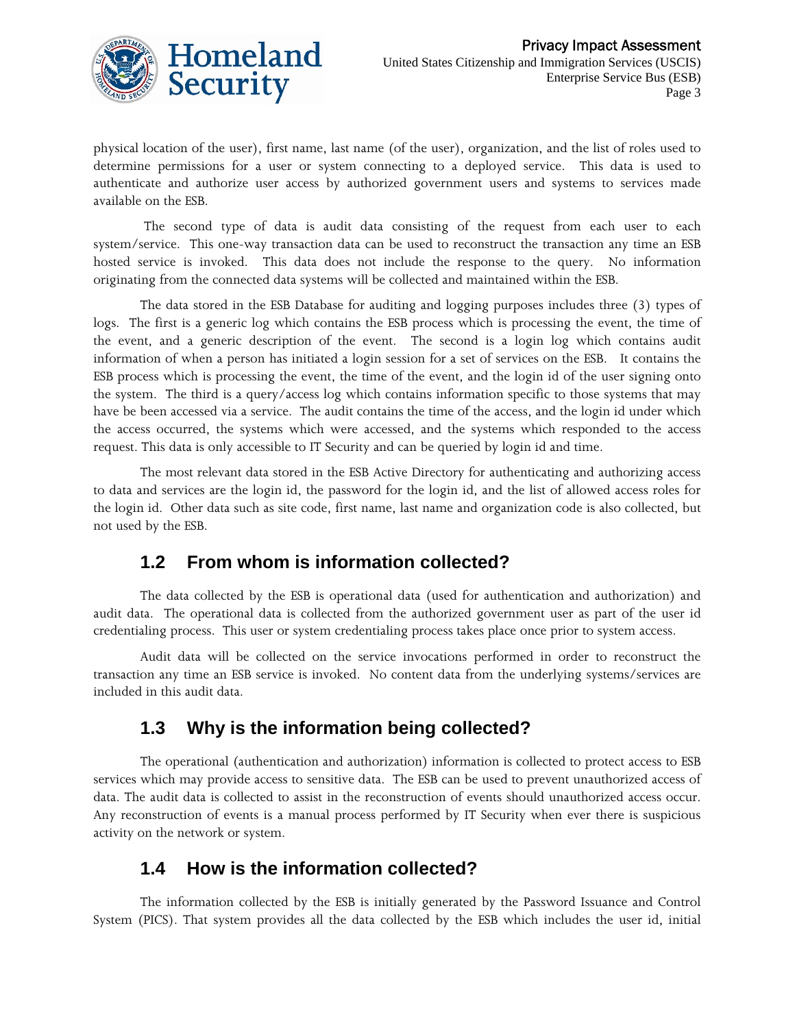physical location of the user), first name, last name (of the user), organization, and the list of roles used to determine permissions for a user or system connecting to a deployed service. This data is used to authenticate and authorize user access by authorized government users and systems to services made available on the ESB.

The second type of data is audit data consisting of the request from each user to each system/service. This one-way transaction data can be used to reconstruct the transaction any time an ESB hosted service is invoked. This data does not include the response to the query. No information originating from the connected data systems will be collected and maintained within the ESB.

The data stored in the ESB Database for auditing and logging purposes includes three (3) types of logs. The first is a generic log which contains the ESB process which is processing the event, the time of the event, and a generic description of the event. The second is a login log which contains audit information of when a person has initiated a login session for a set of services on the ESB. It contains the ESB process which is processing the event, the time of the event, and the login id of the user signing onto the system. The third is a query/access log which contains information specific to those systems that may have be been accessed via a service. The audit contains the time of the access, and the login id under which the access occurred, the systems which were accessed, and the systems which responded to the access request. This data is only accessible to IT Security and can be queried by login id and time.

The most relevant data stored in the ESB Active Directory for authenticating and authorizing access to data and services are the login id, the password for the login id, and the list of allowed access roles for the login id. Other data such as site code, first name, last name and organization code is also collected, but not used by the ESB.

## 1.2 From whom is information collected?

The data collected by the ESB is operational data (used for authentication and authorization) and audit data. The operational data is collected from the authorized government user as part of the user id credentialing process. This user or system credentialing process takes place once prior to system access.

Audit data will be collected on the service invocations performed in order to reconstruct the transaction any time an ESB service is invoked. No content data from the underlying systems/services are included in this audit data.

## 1.3 Why is the information being collected?

The operational (authentication and authorization) information is collected to protect access to ESB services which may provide access to sensitive data. The ESB can be used to prevent unauthorized access of data. The audit data is collected to assist in the reconstruction of events should unauthorized access occur. Any reconstruction of events is a manual process performed by IT Security when ever there is suspicious activity on the network or system.

## 1.4 How is the information collected?

The information collected by the ESB is initially generated by the Password Issuance and Control System (PICS). That system provides all the data collected by the ESB which includes the user id, initial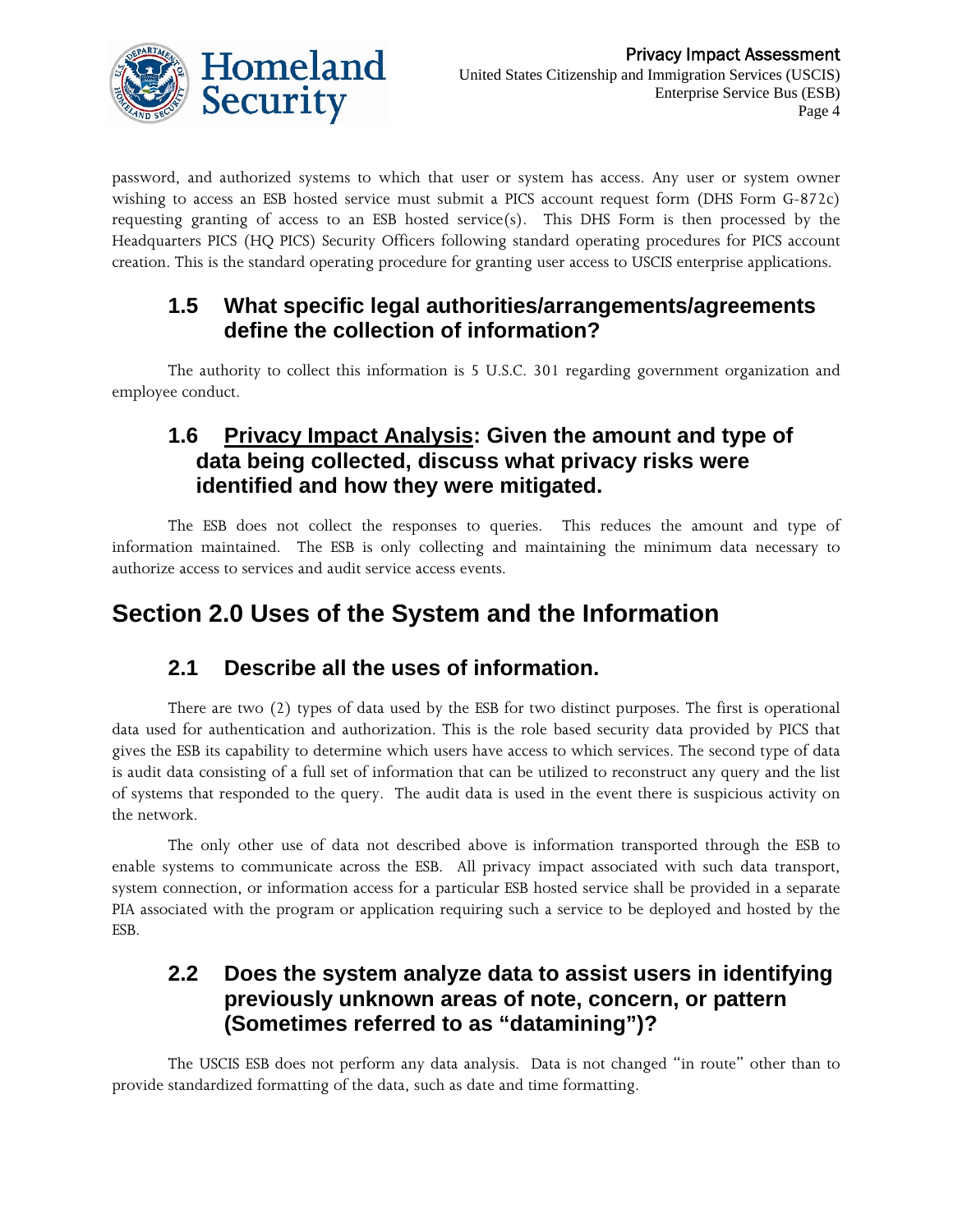password, and authorized systems to which that user or system has access. Any user or system owner wishing to access an ESB hosted service must submit a PICS account request form (DHS Form G-872c) requesting granting of access to an ESB hosted service(s). This DHS Form is then processed by the Headquarters PICS (HQ PICS) Security Officers following standard operating procedures for PICS account creation. This is the standard operating procedure for granting user access to USCIS enterprise applications.

### 1.5 What specific legal authorities/arrangements/agreements define the collection of information?

The authority to collect this information is 5 U.S.C. 301 regarding government organization and employee conduct.

### 1.6 Privacy Impact Analysis: Given the amount and type of data being collected, discuss what privacy risks were identified and how they were mitigated.

The ESB does not collect the responses to queries. This reduces the amount and type of information maintained. The ESB is only collecting and maintaining the minimum data necessary to authorize access to services and audit service access events.

## Section 2.0 Uses of the System and the Information

### 2.1 Describe all the uses of information.

There are two (2) types of data used by the ESB for two distinct purposes. The first is operational data used for authentication and authorization. This is the role based security data provided by PICS that gives the ESB its capability to determine which users have access to which services. The second type of data is audit data consisting of a full set of information that can be utilized to reconstruct any query and the list of systems that responded to the query. The audit data is used in the event there is suspicious activity on the network.

The only other use of data not described above is information transported through the ESB to enable systems to communicate across the ESB. All privacy impact associated with such data transport, system connection, or information access for a particular ESB hosted service shall be provided in a separate PIA associated with the program or application requiring such a service to be deployed and hosted by the ESB.

### 2.2 Does the system analyze data to assist users in identifying previously unknown areas of note, concern, or pattern (Sometimes referred to as "datamining")?

The USCIS ESB does not perform any data analysis. Data is not changed "in route" other than to provide standardized formatting of the data, such as date and time formatting.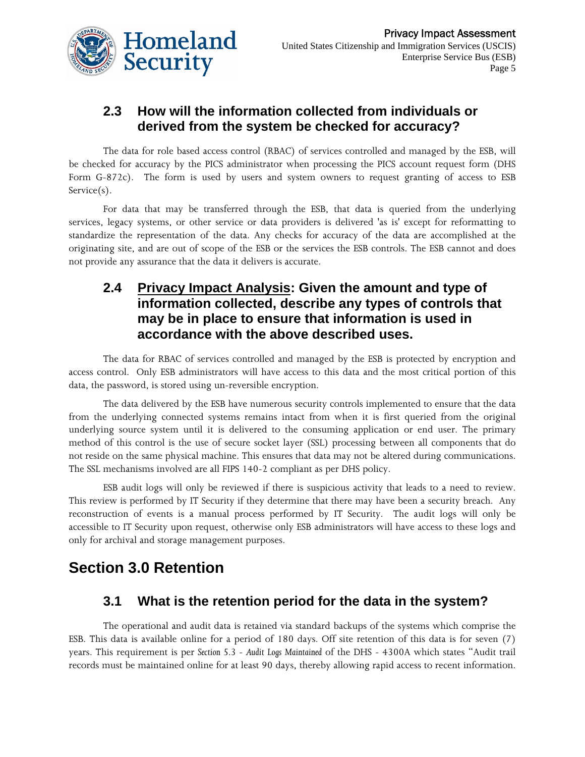### 2.3 How will the information collected from individuals or derived from the system be checked for accuracy?

The data for role based access control (RBAC) of services controlled and managed by the ESB, will be checked for accuracy by the PICS administrator when processing the PICS account request form (DHS Form G-872c). The form is used by users and system owners to request granting of access to ESB Service(s).

For data that may be transferred through the ESB, that data is queried from the underlying services, legacy systems, or other service or data providers is delivered 'as is' except for reformatting to standardize the representation of the data. Any checks for accuracy of the data are accomplished at the originating site, and are out of scope of the ESB or the services the ESB controls. The ESB cannot and does not provide any assurance that the data it delivers is accurate.

### 2.4 Privacy Impact Analysis: Given the amount and type of information collected, describe any types of controls that may be in place to ensure that information is used in accordance with the above described uses.

The data for RBAC of services controlled and managed by the ESB is protected by encryption and access control. Only ESB administrators will have access to this data and the most critical portion of this data, the password, is stored using un-reversible encryption.

The data delivered by the ESB have numerous security controls implemented to ensure that the data from the underlying connected systems remains intact from when it is first queried from the original underlying source system until it is delivered to the consuming application or end user. The primary method of this control is the use of secure socket layer (SSL) processing between all components that do not reside on the same physical machine. This ensures that data may not be altered during communications. The SSL mechanisms involved are all FIPS 140-2 compliant as per DHS policy.

ESB audit logs will only be reviewed if there is suspicious activity that leads to a need to review. This review is performed by IT Security if they determine that there may have been a security breach. Any reconstruction of events is a manual process performed by IT Security. The audit logs will only be accessible to IT Security upon request, otherwise only ESB administrators will have access to these logs and only for archival and storage management purposes.

## Section 3.0 Retention

### 3.1 What is the retention period for the data in the system?

The operational and audit data is retained via standard backups of the systems which comprise the ESB. This data is available online for a period of 180 days. Off site retention of this data is for seven (7) years. This requirement is per *Section 5.3 - Audit Logs Maintained* of the DHS - 4300A which states "Audit trail records must be maintained online for at least 90 days, thereby allowing rapid access to recent information.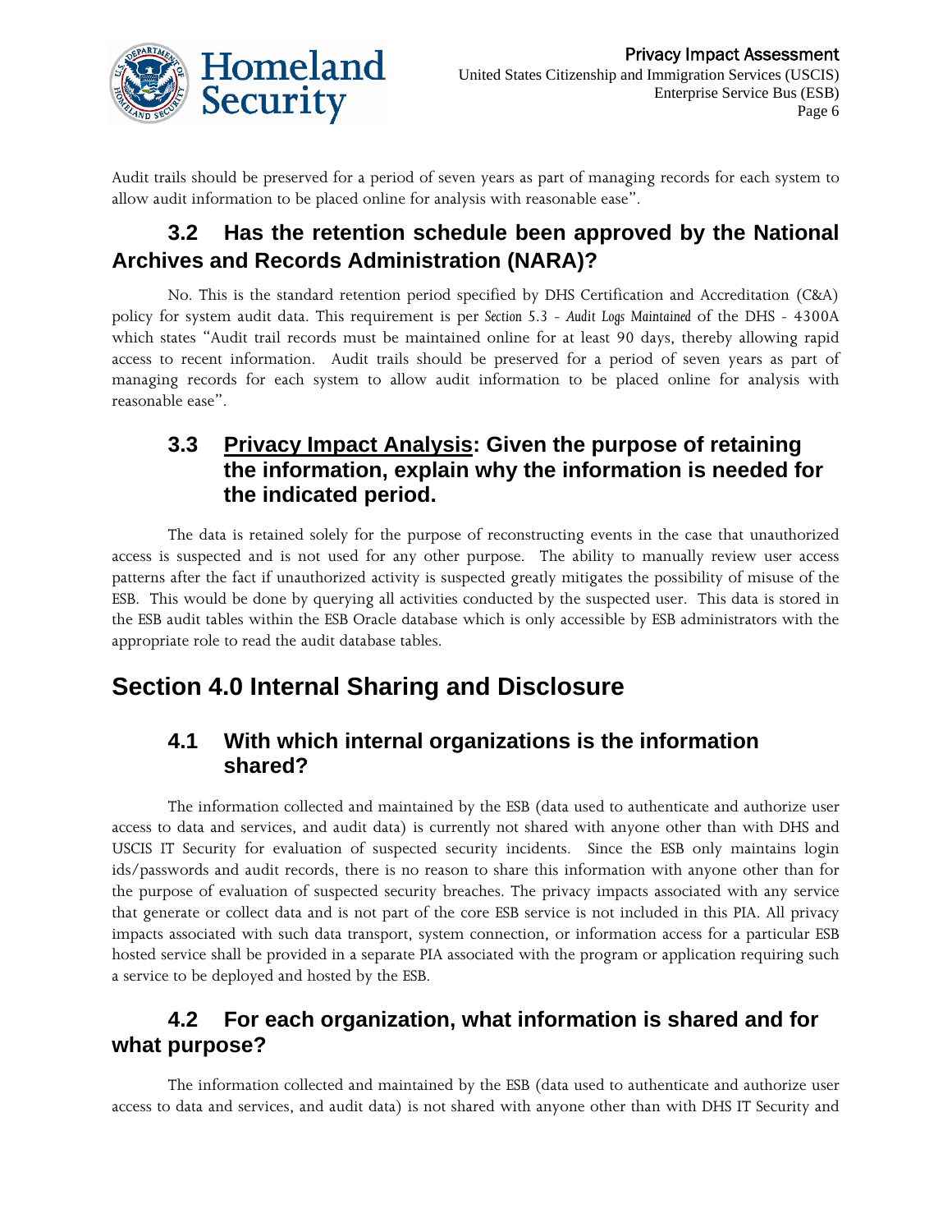Audit trails should be preserved for a period of seven years as part of managing records for each system to allow audit information to be placed online for analysis with reasonable ease".

### 3.2 Has the retention schedule been approved by the National Archives and Records Administration (NARA)?

No. This is the standard retention period specified by DHS Certification and Accreditation (C&A) policy for system audit data. This requirement is per *Section 5.3 - Audit Logs Maintained* of the DHS - 4300A which states "Audit trail records must be maintained online for at least 90 days, thereby allowing rapid access to recent information. Audit trails should be preserved for a period of seven years as part of managing records for each system to allow audit information to be placed online for analysis with reasonable ease".

### 3.3 <u>Privacy Impact Analysis</u>: Given the purpose of retaining the information, explain why the information is needed for the indicated period.

The data is retained solely for the purpose of reconstructing events in the case that unauthorized access is suspected and is not used for any other purpose. The ability to manually review user access patterns after the fact if unauthorized activity is suspected greatly mitigates the possibility of misuse of the ESB. This would be done by querying all activities conducted by the suspected user. This data is stored in the ESB audit tables within the ESB Oracle database which is only accessible by ESB administrators with the appropriate role to read the audit database tables.

## Section 4.0 Internal Sharing and Disclosure

### 4.1 With which internal organizations is the information shared?

The information collected and maintained by the ESB (data used to authenticate and authorize user access to data and services, and audit data) is currently not shared with anyone other than with DHS and USCIS IT Security for evaluation of suspected security incidents. Since the ESB only maintains login ids/passwords and audit records, there is no reason to share this information with anyone other than for the purpose of evaluation of suspected security breaches. The privacy impacts associated with any service that generate or collect data and is not part of the core ESB service is not included in this PIA. All privacy impacts associated with such data transport, system connection, or information access for a particular ESB hosted service shall be provided in a separate PIA associated with the program or application requiring such a service to be deployed and hosted by the ESB.

### 4.2 For each organization, what information is shared and for what purpose?

The information collected and maintained by the ESB (data used to authenticate and authorize user access to data and services, and audit data) is not shared with anyone other than with DHS IT Security and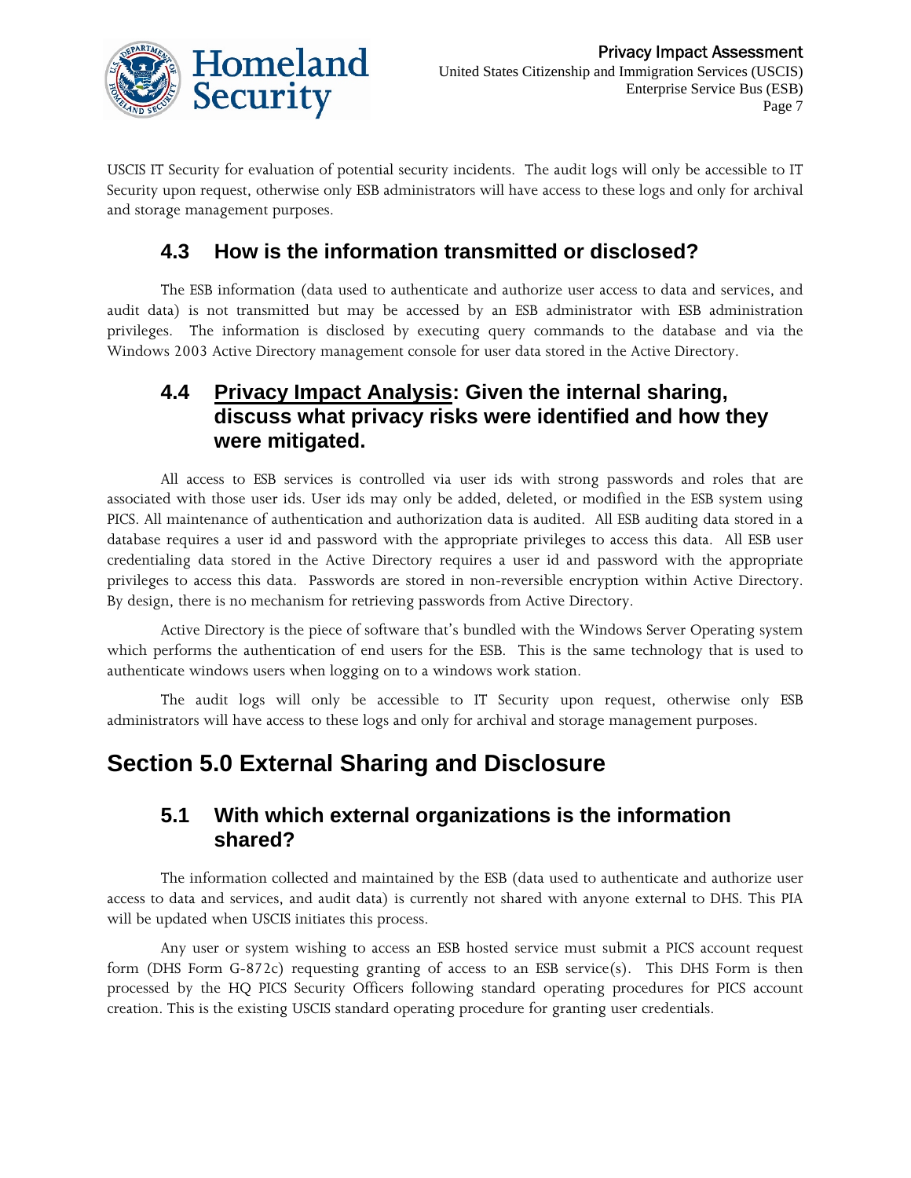USCIS IT Security for evaluation of potential security incidents. The audit logs will only be accessible to IT Security upon request, otherwise only ESB administrators will have access to these logs and only for archival and storage management purposes.

### 4.3 How is the information transmitted or disclosed?

The ESB information (data used to authenticate and authorize user access to data and services, and audit data) is not transmitted but may be accessed by an ESB administrator with ESB administration privileges. The information is disclosed by executing query commands to the database and via the Windows 2003 Active Directory management console for user data stored in the Active Directory.

### 4.4 Privacy Impact Analysis: Given the internal sharing, discuss what privacy risks were identified and how they were mitigated.

All access to ESB services is controlled via user ids with strong passwords and roles that are associated with those user ids. User ids may only be added, deleted, or modified in the ESB system using PICS. All maintenance of authentication and authorization data is audited. All ESB auditing data stored in a database requires a user id and password with the appropriate privileges to access this data. All ESB user credentialing data stored in the Active Directory requires a user id and password with the appropriate privileges to access this data. Passwords are stored in non-reversible encryption within Active Directory. By design, there is no mechanism for retrieving passwords from Active Directory.

Active Directory is the piece of software that's bundled with the Windows Server Operating system which performs the authentication of end users for the ESB. This is the same technology that is used to authenticate windows users when logging on to a windows work station.

The audit logs will only be accessible to IT Security upon request, otherwise only ESB administrators will have access to these logs and only for archival and storage management purposes.

## Section 5.0 External Sharing and Disclosure

### 5.1 With which external organizations is the information shared?

The information collected and maintained by the ESB (data used to authenticate and authorize user access to data and services, and audit data) is currently not shared with anyone external to DHS. This PIA will be updated when USCIS initiates this process.

Any user or system wishing to access an ESB hosted service must submit a PICS account request form (DHS Form G-872c) requesting granting of access to an ESB service(s). This DHS Form is then processed by the HQ PICS Security Officers following standard operating procedures for PICS account creation. This is the existing USCIS standard operating procedure for granting user credentials.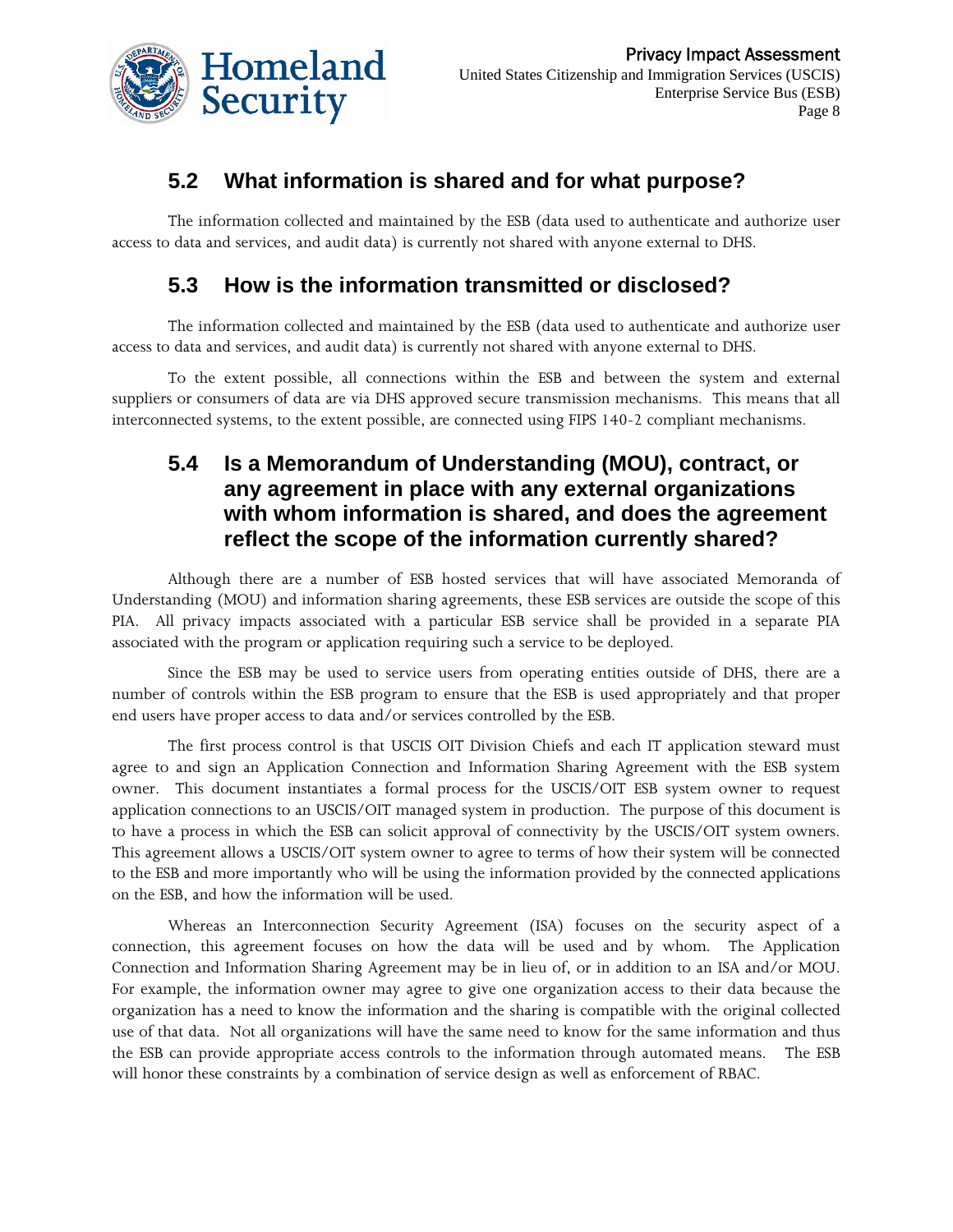## 5.2 What information is shared and for what purpose?

The information collected and maintained by the ESB (data used to authenticate and authorize user access to data and services, and audit data) is currently not shared with anyone external to DHS.

## 5.3 How is the information transmitted or disclosed?

The information collected and maintained by the ESB (data used to authenticate and authorize user access to data and services, and audit data) is currently not shared with anyone external to DHS.

To the extent possible, all connections within the ESB and between the system and external suppliers or consumers of data are via DHS approved secure transmission mechanisms. This means that all interconnected systems, to the extent possible, are connected using FIPS 140-2 compliant mechanisms.

## 5.4 Is a Memorandum of Understanding (MOU), contract, or any agreement in place with any external organizations with whom information is shared, and does the agreement reflect the scope of the information currently shared?

Although there are a number of ESB hosted services that will have associated Memoranda of Understanding (MOU) and information sharing agreements, these ESB services are outside the scope of this PIA. All privacy impacts associated with a particular ESB service shall be provided in a separate PIA associated with the program or application requiring such a service to be deployed.

Since the ESB may be used to service users from operating entities outside of DHS, there are a number of controls within the ESB program to ensure that the ESB is used appropriately and that proper end users have proper access to data and/or services controlled by the ESB.

The first process control is that USCIS OIT Division Chiefs and each IT application steward must agree to and sign an Application Connection and Information Sharing Agreement with the ESB system owner. This document instantiates a formal process for the USCIS/OIT ESB system owner to request application connections to an USCIS/OIT managed system in production. The purpose of this document is to have a process in which the ESB can solicit approval of connectivity by the USCIS/OIT system owners. This agreement allows a USCIS/OIT system owner to agree to terms of how their system will be connected to the ESB and more importantly who will be using the information provided by the connected applications on the ESB, and how the information will be used.

Whereas an Interconnection Security Agreement (ISA) focuses on the security aspect of a connection, this agreement focuses on how the data will be used and by whom. The Application Connection and Information Sharing Agreement may be in lieu of, or in addition to an ISA and/or MOU. For example, the information owner may agree to give one organization access to their data because the organization has a need to know the information and the sharing is compatible with the original collected use of that data. Not all organizations will have the same need to know for the same information and thus the ESB can provide appropriate access controls to the information through automated means. The ESB will honor these constraints by a combination of service design as well as enforcement of RBAC.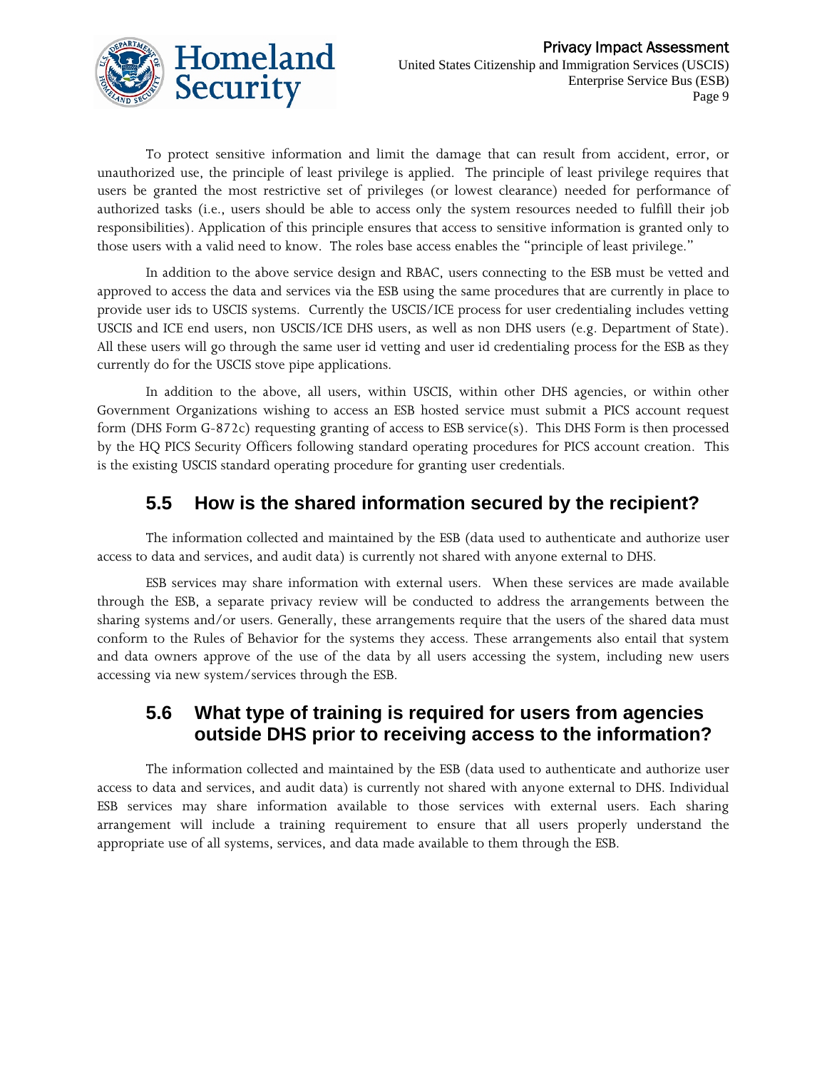To protect sensitive information and limit the damage that can result from accident, error, or unauthorized use, the principle of least privilege is applied. The principle of least privilege requires that users be granted the most restrictive set of privileges (or lowest clearance) needed for performance of authorized tasks (i.e., users should be able to access only the system resources needed to fulfill their job responsibilities). Application of this principle ensures that access to sensitive information is granted only to those users with a valid need to know. The roles base access enables the "principle of least privilege."

In addition to the above service design and RBAC, users connecting to the ESB must be vetted and approved to access the data and services via the ESB using the same procedures that are currently in place to provide user ids to USCIS systems. Currently the USCIS/ICE process for user credentialing includes vetting USCIS and ICE end users, non USCIS/ICE DHS users, as well as non DHS users (e.g. Department of State). All these users will go through the same user id vetting and user id credentialing process for the ESB as they currently do for the USCIS stove pipe applications.

In addition to the above, all users, within USCIS, within other DHS agencies, or within other Government Organizations wishing to access an ESB hosted service must submit a PICS account request form (DHS Form G-872c) requesting granting of access to ESB service(s). This DHS Form is then processed by the HQ PICS Security Officers following standard operating procedures for PICS account creation. This is the existing USCIS standard operating procedure for granting user credentials.

## 5.5 How is the shared information secured by the recipient?

The information collected and maintained by the ESB (data used to authenticate and authorize user access to data and services, and audit data) is currently not shared with anyone external to DHS.

ESB services may share information with external users. When these services are made available through the ESB, a separate privacy review will be conducted to address the arrangements between the sharing systems and/or users. Generally, these arrangements require that the users of the shared data must conform to the Rules of Behavior for the systems they access. These arrangements also entail that system and data owners approve of the use of the data by all users accessing the system, including new users accessing via new system/services through the ESB.

## 5.6 What type of training is required for users from agencies outside DHS prior to receiving access to the information?

The information collected and maintained by the ESB (data used to authenticate and authorize user access to data and services, and audit data) is currently not shared with anyone external to DHS. Individual ESB services may share information available to those services with external users. Each sharing arrangement will include a training requirement to ensure that all users properly understand the appropriate use of all systems, services, and data made available to them through the ESB.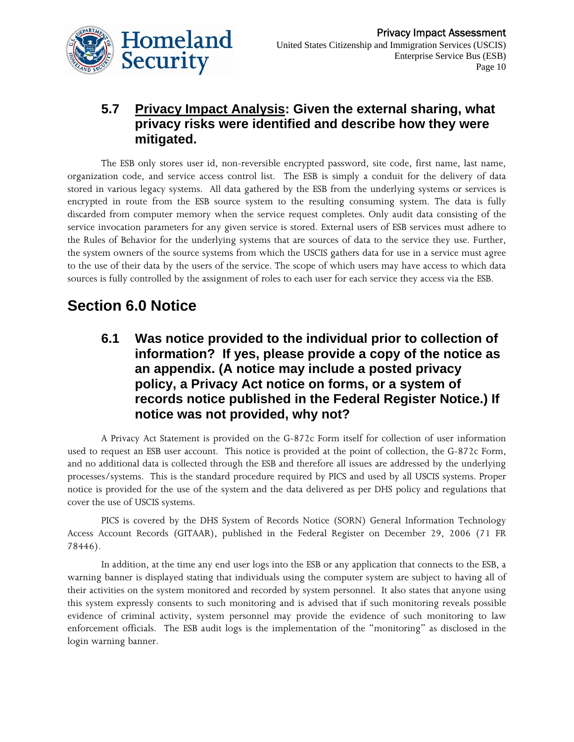### 5.7 Privacy Impact Analysis: Given the external sharing, what privacy risks were identified and describe how they were mitigated.

The ESB only stores user id, non-reversible encrypted password, site code, first name, last name, organization code, and service access control list. The ESB is simply a conduit for the delivery of data stored in various legacy systems. All data gathered by the ESB from the underlying systems or services is encrypted in route from the ESB source system to the resulting consuming system. The data is fully discarded from computer memory when the service request completes. Only audit data consisting of the service invocation parameters for any given service is stored. External users of ESB services must adhere to the Rules of Behavior for the underlying systems that are sources of data to the service they use. Further, the system owners of the source systems from which the USCIS gathers data for use in a service must agree to the use of their data by the users of the service. The scope of which users may have access to which data sources is fully controlled by the assignment of roles to each user for each service they access via the ESB.

## Section 6.0 Notice

### 6.1 Was notice provided to the individual prior to collection of information? If yes, please provide a copy of the notice as an appendix. (A notice may include a posted privacy policy, a Privacy Act notice on forms, or a system of records notice published in the Federal Register Notice.) If notice was not provided, why not?

A Privacy Act Statement is provided on the G-872c Form itself for collection of user information used to request an ESB user account. This notice is provided at the point of collection, the G-872c Form, and no additional data is collected through the ESB and therefore all issues are addressed by the underlying processes/systems. This is the standard procedure required by PICS and used by all USCIS systems. Proper notice is provided for the use of the system and the data delivered as per DHS policy and regulations that cover the use of USCIS systems.

PICS is covered by the DHS System of Records Notice (SORN) General Information Technology Access Account Records (GITAAR), published in the Federal Register on December 29, 2006 (71 FR 78446).

In addition, at the time any end user logs into the ESB or any application that connects to the ESB, a warning banner is displayed stating that individuals using the computer system are subject to having all of their activities on the system monitored and recorded by system personnel. It also states that anyone using this system expressly consents to such monitoring and is advised that if such monitoring reveals possible evidence of criminal activity, system personnel may provide the evidence of such monitoring to law enforcement officials. The ESB audit logs is the implementation of the "monitoring" as disclosed in the login warning banner.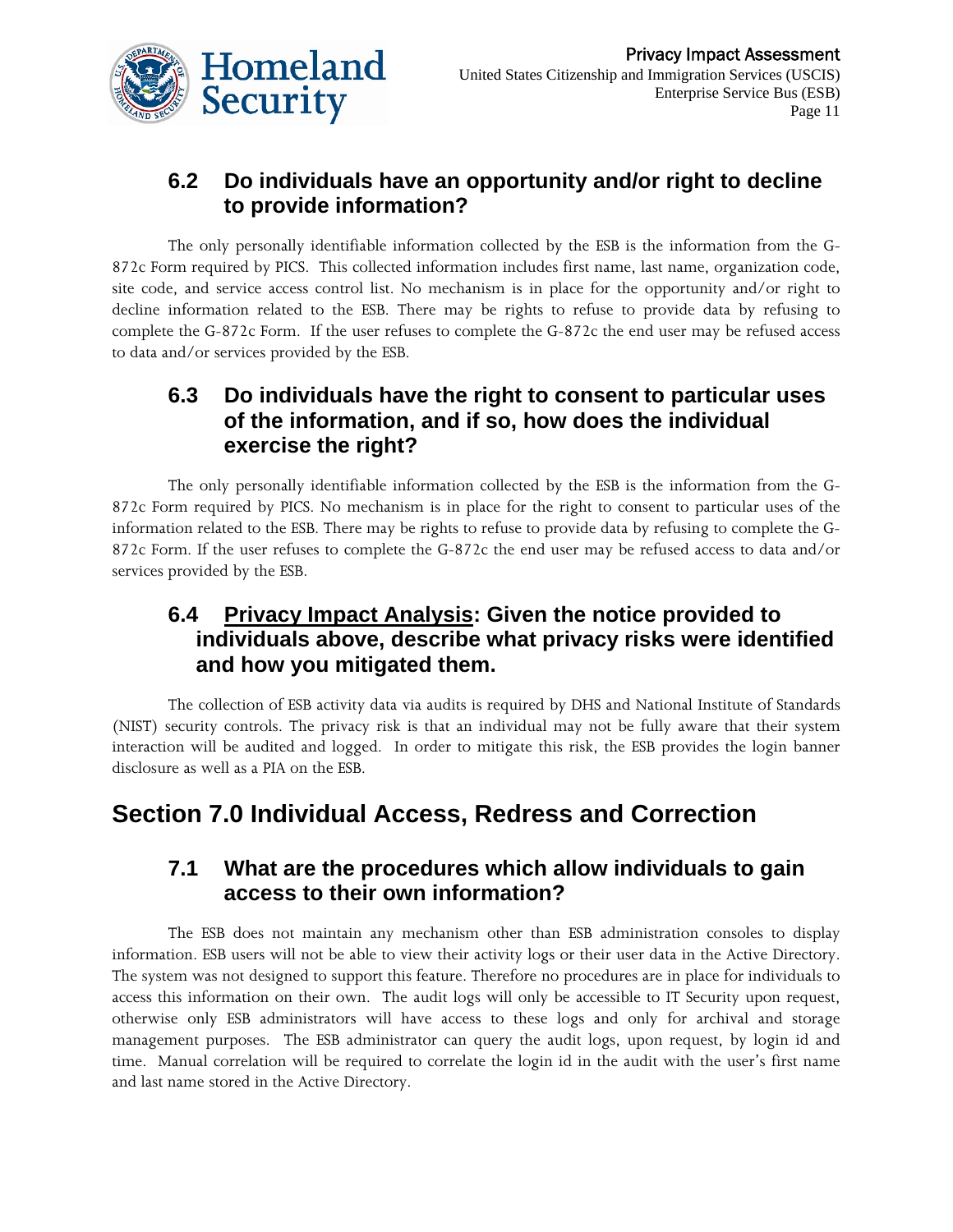### 6.2 Do individuals have an opportunity and/or right to decline to provide information?

The only personally identifiable information collected by the ESB is the information from the G-872c Form required by PICS. This collected information includes first name, last name, organization code, site code, and service access control list. No mechanism is in place for the opportunity and/or right to decline information related to the ESB. There may be rights to refuse to provide data by refusing to complete the G-872c Form. If the user refuses to complete the G-872c the end user may be refused access to data and/or services provided by the ESB.

### 6.3 Do individuals have the right to consent to particular uses of the information, and if so, how does the individual exercise the right?

The only personally identifiable information collected by the ESB is the information from the G-872c Form required by PICS. No mechanism is in place for the right to consent to particular uses of the information related to the ESB. There may be rights to refuse to provide data by refusing to complete the G-872c Form. If the user refuses to complete the G-872c the end user may be refused access to data and/or services provided by the ESB.

### 6.4 Privacy Impact Analysis: Given the notice provided to individuals above, describe what privacy risks were identified and how you mitigated them.

The collection of ESB activity data via audits is required by DHS and National Institute of Standards (NIST) security controls. The privacy risk is that an individual may not be fully aware that their system interaction will be audited and logged. In order to mitigate this risk, the ESB provides the login banner disclosure as well as a PIA on the ESB.

## Section 7.0 Individual Access, Redress and Correction

### 7.1 What are the procedures which allow individuals to gain access to their own information?

The ESB does not maintain any mechanism other than ESB administration consoles to display information. ESB users will not be able to view their activity logs or their user data in the Active Directory. The system was not designed to support this feature. Therefore no procedures are in place for individuals to access this information on their own. The audit logs will only be accessible to IT Security upon request, otherwise only ESB administrators will have access to these logs and only for archival and storage management purposes. The ESB administrator can query the audit logs, upon request, by login id and time. Manual correlation will be required to correlate the login id in the audit with the user's first name and last name stored in the Active Directory.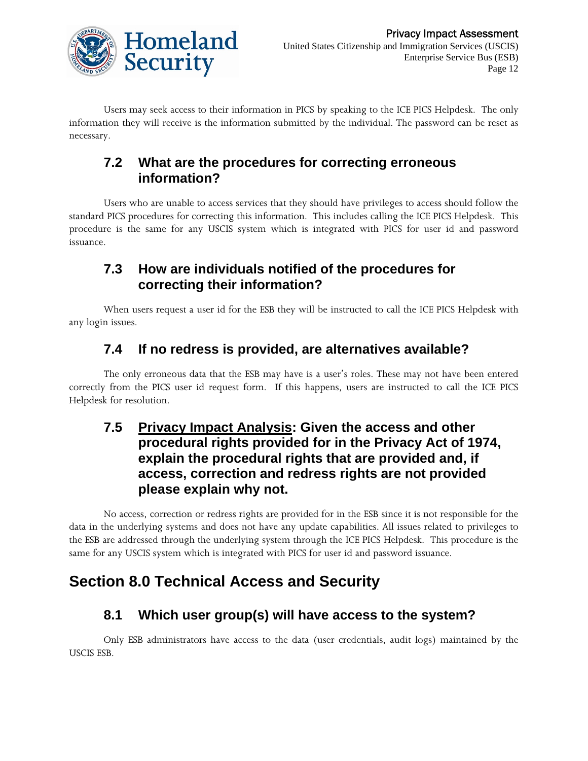Users may seek access to their information in PICS by speaking to the ICE PICS Helpdesk. The only information they will receive is the information submitted by the individual. The password can be reset as necessary.

### 7.2 What are the procedures for correcting erroneous information?

Users who are unable to access services that they should have privileges to access should follow the standard PICS procedures for correcting this information. This includes calling the ICE PICS Helpdesk. This procedure is the same for any USCIS system which is integrated with PICS for user id and password issuance.

### 7.3 How are individuals notified of the procedures for correcting their information?

When users request a user id for the ESB they will be instructed to call the ICE PICS Helpdesk with any login issues.

### 7.4 If no redress is provided, are alternatives available?

The only erroneous data that the ESB may have is a user's roles. These may not have been entered correctly from the PICS user id request form. If this happens, users are instructed to call the ICE PICS Helpdesk for resolution.

### 7.5 Privacy Impact Analysis: Given the access and other procedural rights provided for in the Privacy Act of 1974, explain the procedural rights that are provided and, if access, correction and redress rights are not provided please explain why not.

No access, correction or redress rights are provided for in the ESB since it is not responsible for the data in the underlying systems and does not have any update capabilities. All issues related to privileges to the ESB are addressed through the underlying system through the ICE PICS Helpdesk. This procedure is the same for any USCIS system which is integrated with PICS for user id and password issuance.

## Section 8.0 Technical Access and Security

### 8.1 Which user group(s) will have access to the system?

Only ESB administrators have access to the data (user credentials, audit logs) maintained by the USCIS ESB.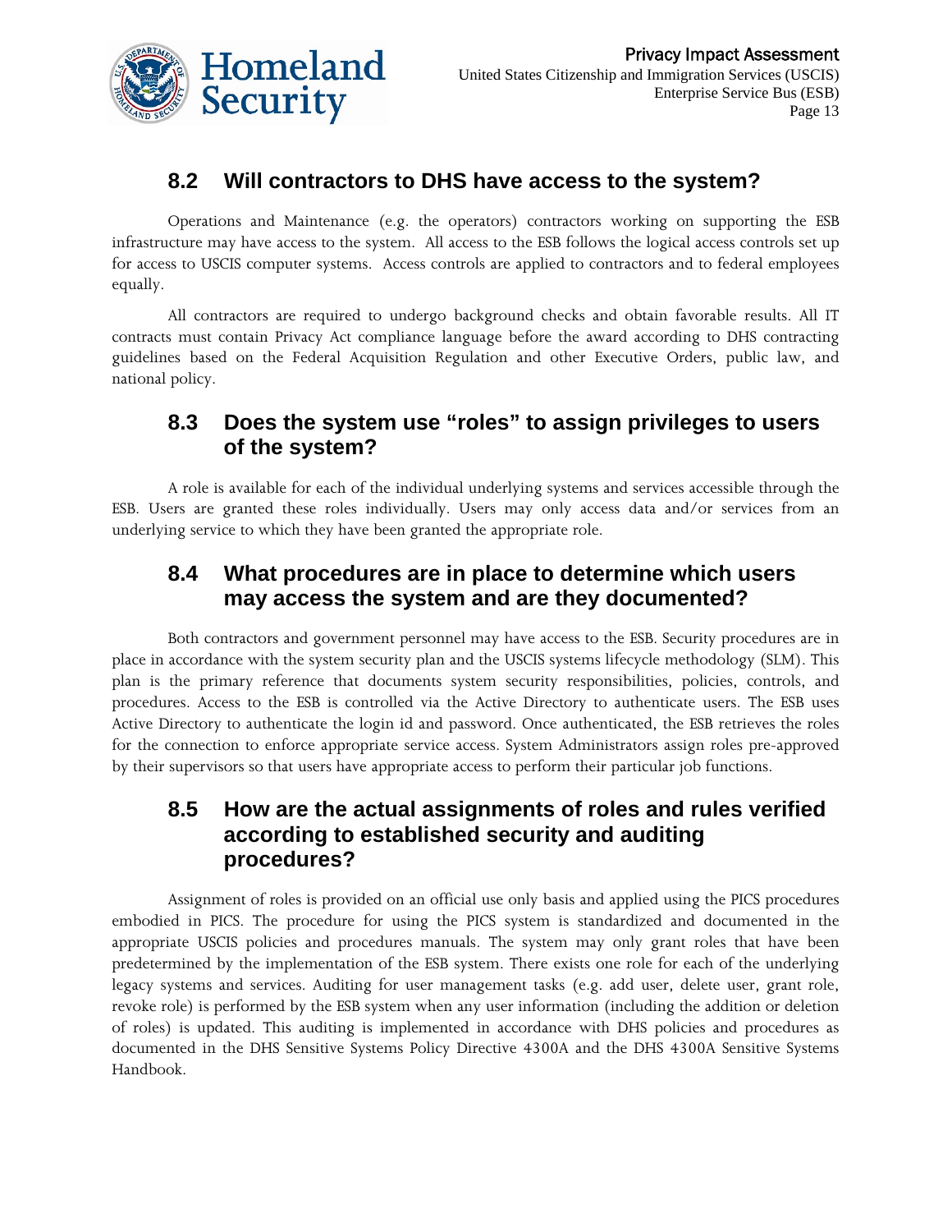## 8.2 Will contractors to DHS have access to the system?

Operations and Maintenance (e.g. the operators) contractors working on supporting the ESB infrastructure may have access to the system. All access to the ESB follows the logical access controls set up for access to USCIS computer systems. Access controls are applied to contractors and to federal employees equally.

All contractors are required to undergo background checks and obtain favorable results. All IT contracts must contain Privacy Act compliance language before the award according to DHS contracting guidelines based on the Federal Acquisition Regulation and other Executive Orders, public law, and national policy.

## 8.3 Does the system use "roles" to assign privileges to users of the system?

A role is available for each of the individual underlying systems and services accessible through the ESB. Users are granted these roles individually. Users may only access data and/or services from an underlying service to which they have been granted the appropriate role.

## 8.4 What procedures are in place to determine which users may access the system and are they documented?

Both contractors and government personnel may have access to the ESB. Security procedures are in place in accordance with the system security plan and the USCIS systems lifecycle methodology (SLM). This plan is the primary reference that documents system security responsibilities, policies, controls, and procedures. Access to the ESB is controlled via the Active Directory to authenticate users. The ESB uses Active Directory to authenticate the login id and password. Once authenticated, the ESB retrieves the roles for the connection to enforce appropriate service access. System Administrators assign roles pre-approved by their supervisors so that users have appropriate access to perform their particular job functions.

## 8.5 How are the actual assignments of roles and rules verified according to established security and auditing procedures?

Assignment of roles is provided on an official use only basis and applied using the PICS procedures embodied in PICS. The procedure for using the PICS system is standardized and documented in the appropriate USCIS policies and procedures manuals. The system may only grant roles that have been predetermined by the implementation of the ESB system. There exists one role for each of the underlying legacy systems and services. Auditing for user management tasks (e.g. add user, delete user, grant role, revoke role) is performed by the ESB system when any user information (including the addition or deletion of roles) is updated. This auditing is implemented in accordance with DHS policies and procedures as documented in the DHS Sensitive Systems Policy Directive 4300A and the DHS 4300A Sensitive Systems Handbook.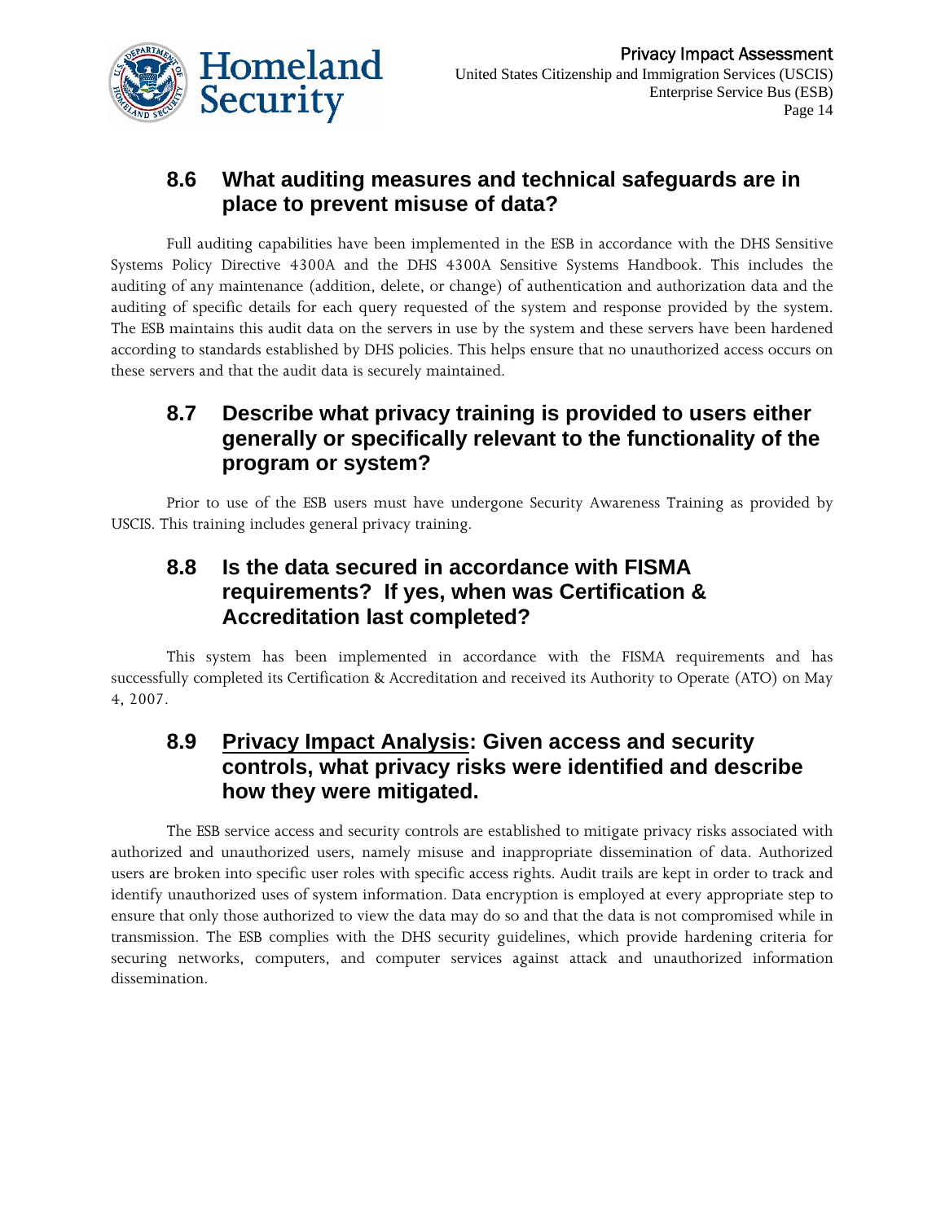## 8.6 What auditing measures and technical safeguards are in place to prevent misuse of data?

Full auditing capabilities have been implemented in the ESB in accordance with the DHS Sensitive Systems Policy Directive 4300A and the DHS 4300A Sensitive Systems Handbook. This includes the auditing of any maintenance (addition, delete, or change) of authentication and authorization data and the auditing of specific details for each query requested of the system and response provided by the system. The ESB maintains this audit data on the servers in use by the system and these servers have been hardened according to standards established by DHS policies. This helps ensure that no unauthorized access occurs on these servers and that the audit data is securely maintained.

## 8.7 Describe what privacy training is provided to users either generally or specifically relevant to the functionality of the program or system?

Prior to use of the ESB users must have undergone Security Awareness Training as provided by USCIS. This training includes general privacy training.

## 8.8 Is the data secured in accordance with FISMA requirements? If yes, when was Certification & Accreditation last completed?

This system has been implemented in accordance with the FISMA requirements and has successfully completed its Certification & Accreditation and received its Authority to Operate (ATO) on May 4, 2007.

## 8.9 Privacy Impact Analysis: Given access and security controls, what privacy risks were identified and describe how they were mitigated.

The ESB service access and security controls are established to mitigate privacy risks associated with authorized and unauthorized users, namely misuse and inappropriate dissemination of data. Authorized users are broken into specific user roles with specific access rights. Audit trails are kept in order to track and identify unauthorized uses of system information. Data encryption is employed at every appropriate step to ensure that only those authorized to view the data may do so and that the data is not compromised while in transmission. The ESB complies with the DHS security guidelines, which provide hardening criteria for securing networks, computers, and computer services against attack and unauthorized information dissemination.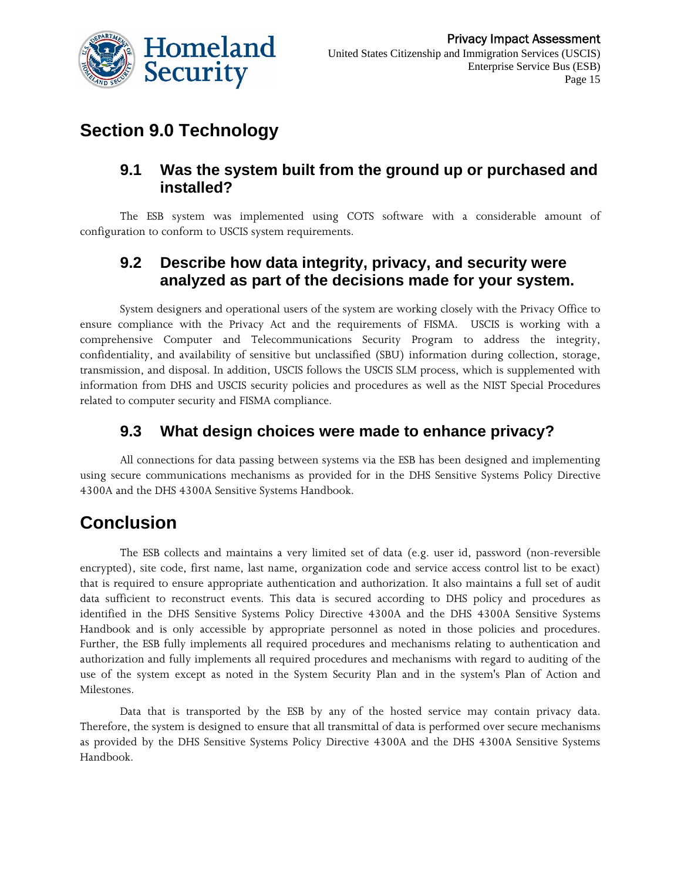## Section 9.0 Technology

### 9.1 Was the system built from the ground up or purchased and installed?

The ESB system was implemented using COTS software with a considerable amount of configuration to conform to USCIS system requirements.

### 9.2 Describe how data integrity, privacy, and security were analyzed as part of the decisions made for your system.

System designers and operational users of the system are working closely with the Privacy Office to ensure compliance with the Privacy Act and the requirements of FISMA. USCIS is working with a comprehensive Computer and Telecommunications Security Program to address the integrity, confidentiality, and availability of sensitive but unclassified (SBU) information during collection, storage, transmission, and disposal. In addition, USCIS follows the USCIS SLM process, which is supplemented with information from DHS and USCIS security policies and procedures as well as the NIST Special Procedures related to computer security and FISMA compliance.

### 9.3 What design choices were made to enhance privacy?

All connections for data passing between systems via the ESB has been designed and implementing using secure communications mechanisms as provided for in the DHS Sensitive Systems Policy Directive 4300A and the DHS 4300A Sensitive Systems Handbook.

## Conclusion

The ESB collects and maintains a very limited set of data (e.g. user id, password (non-reversible encrypted), site code, first name, last name, organization code and service access control list to be exact) that is required to ensure appropriate authentication and authorization. It also maintains a full set of audit data sufficient to reconstruct events. This data is secured according to DHS policy and procedures as identified in the DHS Sensitive Systems Policy Directive 4300A and the DHS 4300A Sensitive Systems Handbook and is only accessible by appropriate personnel as noted in those policies and procedures. Further, the ESB fully implements all required procedures and mechanisms relating to authentication and authorization and fully implements all required procedures and mechanisms with regard to auditing of the use of the system except as noted in the System Security Plan and in the system's Plan of Action and Milestones.

Data that is transported by the ESB by any of the hosted service may contain privacy data. Therefore, the system is designed to ensure that all transmittal of data is performed over secure mechanisms as provided by the DHS Sensitive Systems Policy Directive 4300A and the DHS 4300A Sensitive Systems Handbook.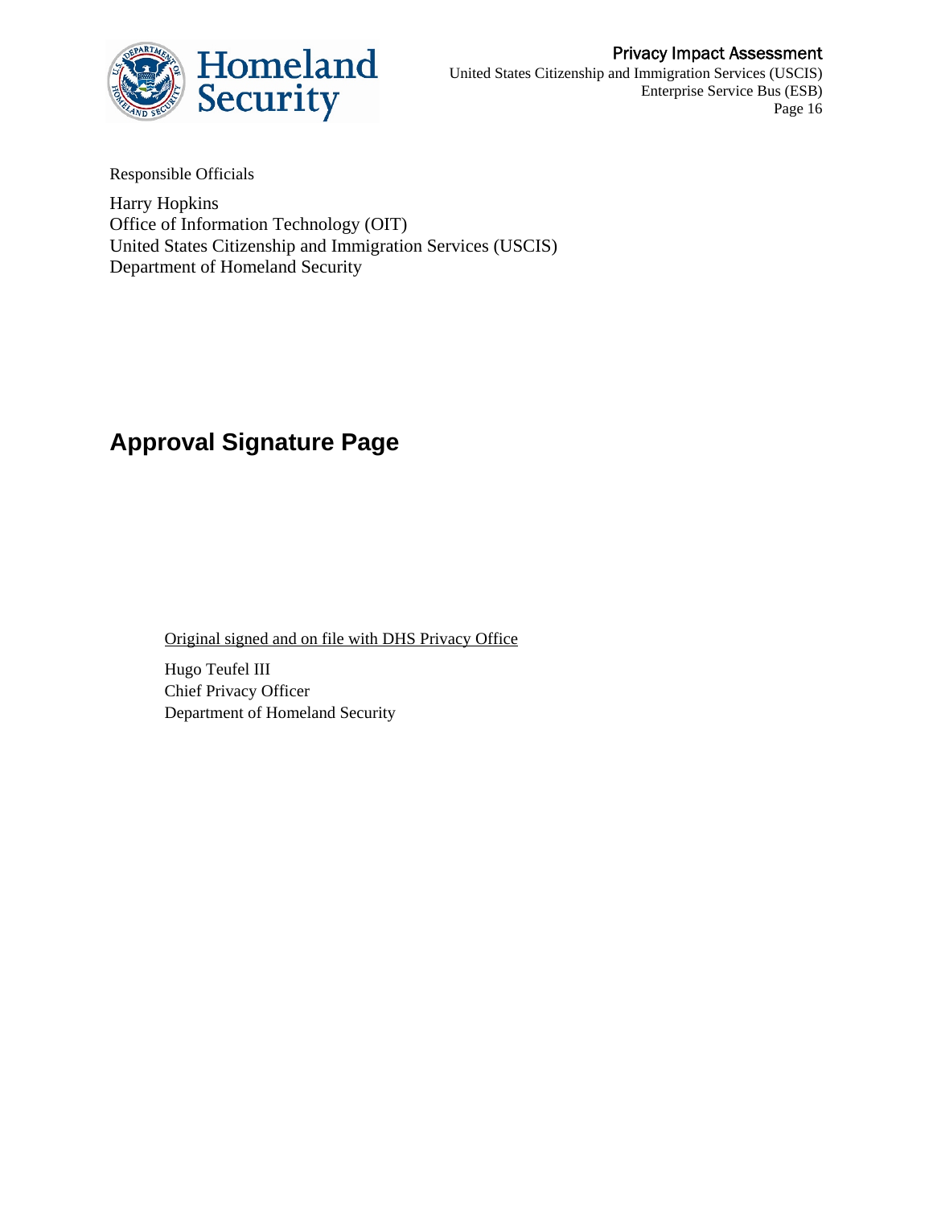Responsible Officials

Harry Hopkins
Office of Information Technology (OIT)
United States Citizenship and Immigration Services (USCIS)
Department of Homeland Security

## Approval Signature Page

Original signed and on file with DHS Privacy Office

Hugo Teufel III
Chief Privacy Officer
Department of Homeland Security